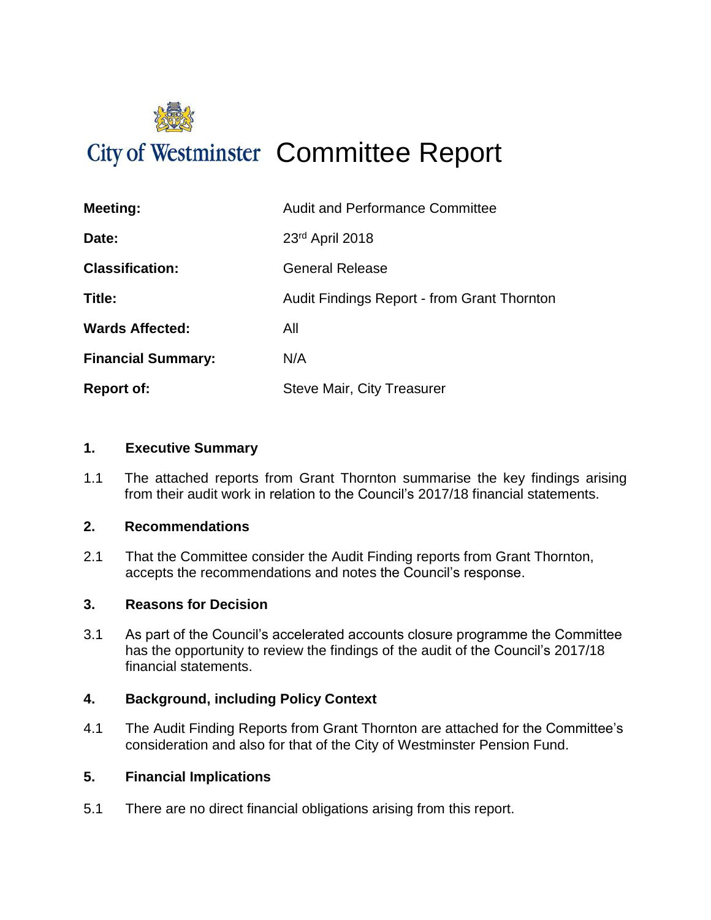City of Westminster

# Committee Report

| | |
|---|---|
| **Meeting:** | Audit and Performance Committee |
| **Date:** | 23rd April 2018 |
| **Classification:** | General Release |
| **Title:** | Audit Findings Report - from Grant Thornton |
| **Wards Affected:** | All |
| **Financial Summary:** | N/A |
| **Report of:** | Steve Mair, City Treasurer |

## 1. Executive Summary

1.1 The attached reports from Grant Thornton summarise the key findings arising from their audit work in relation to the Council's 2017/18 financial statements.

## 2. Recommendations

2.1 That the Committee consider the Audit Finding reports from Grant Thornton, accepts the recommendations and notes the Council's response.

## 3. Reasons for Decision

3.1 As part of the Council's accelerated accounts closure programme the Committee has the opportunity to review the findings of the audit of the Council's 2017/18 financial statements.

## 4. Background, including Policy Context

4.1 The Audit Finding Reports from Grant Thornton are attached for the Committee's consideration and also for that of the City of Westminster Pension Fund.

## 5. Financial Implications

5.1 There are no direct financial obligations arising from this report.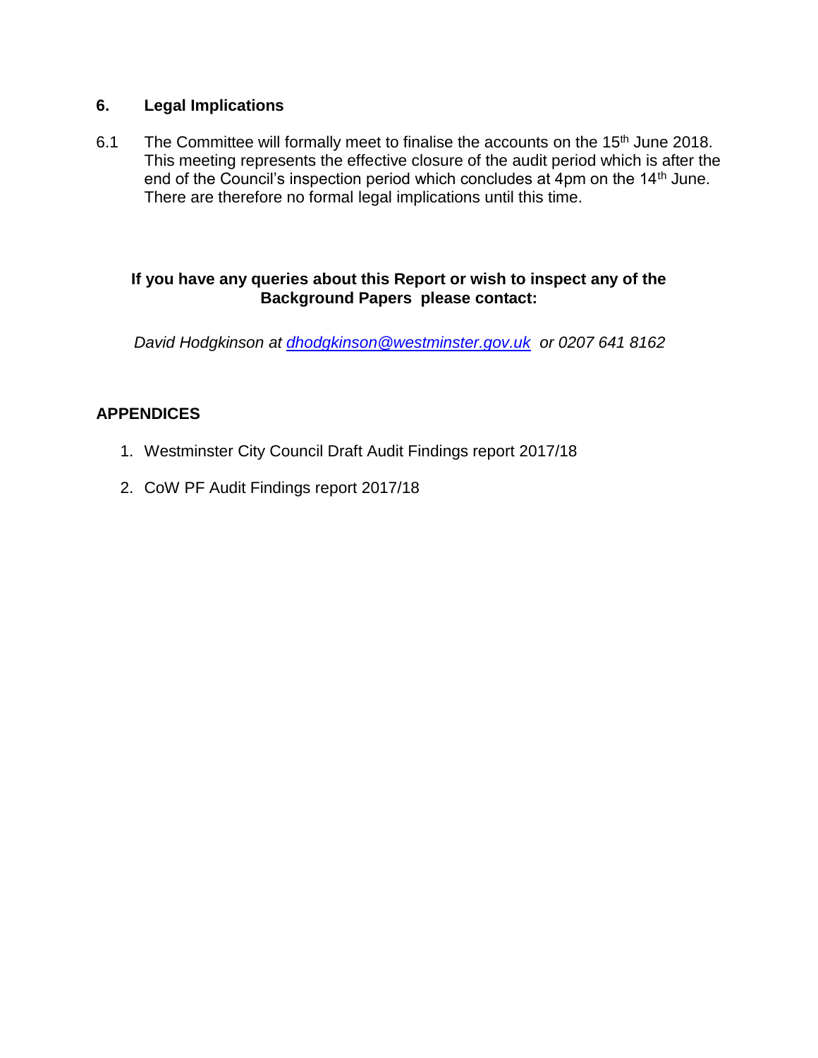## 6. Legal Implications

6.1 The Committee will formally meet to finalise the accounts on the 15th June 2018. This meeting represents the effective closure of the audit period which is after the end of the Council's inspection period which concludes at 4pm on the 14th June. There are therefore no formal legal implications until this time.

**If you have any queries about this Report or wish to inspect any of the Background Papers please contact:**

*David Hodgkinson at [dhodgkinson@westminster.gov.uk](mailto:dhodgkinson@westminster.gov.uk) or 0207 641 8162*

## APPENDICES

1. Westminster City Council Draft Audit Findings report 2017/18
2. CoW PF Audit Findings report 2017/18